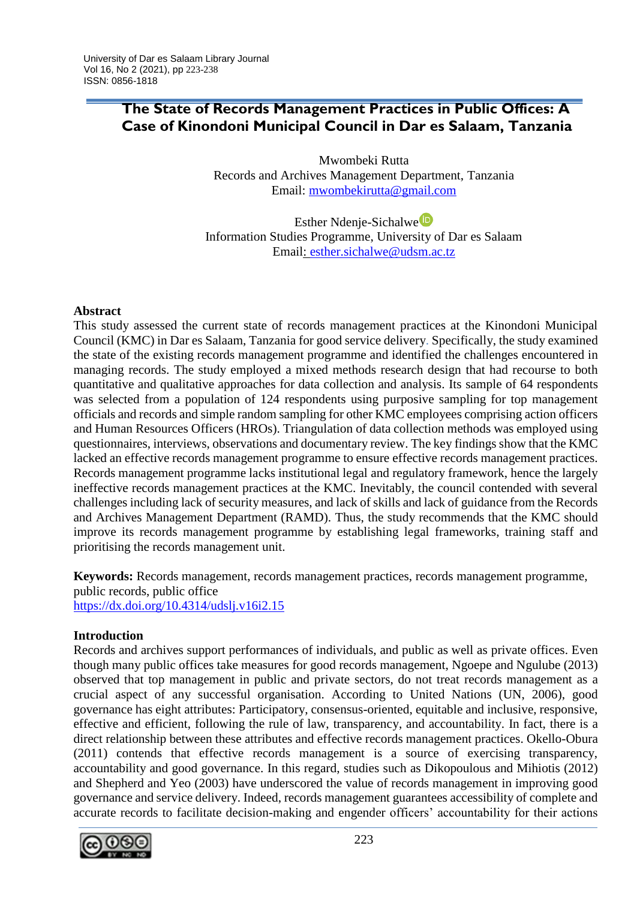# The State of Records Management Practices in Public Offices: A Case of Kinondoni Municipal Council in Dar es Salaam, Tanzania

Mwombeki Rutta
Records and Archives Management Department, Tanzania
Email: mwombekirutta@gmail.com

Esther Ndenje-Sichalwe
Information Studies Programme, University of Dar es Salaam
Email: esther.sichalwe@udsm.ac.tz

## Abstract

This study assessed the current state of records management practices at the Kinondoni Municipal Council (KMC) in Dar es Salaam, Tanzania for good service delivery. Specifically, the study examined the state of the existing records management programme and identified the challenges encountered in managing records. The study employed a mixed methods research design that had recourse to both quantitative and qualitative approaches for data collection and analysis. Its sample of 64 respondents was selected from a population of 124 respondents using purposive sampling for top management officials and records and simple random sampling for other KMC employees comprising action officers and Human Resources Officers (HROs). Triangulation of data collection methods was employed using questionnaires, interviews, observations and documentary review. The key findings show that the KMC lacked an effective records management programme to ensure effective records management practices. Records management programme lacks institutional legal and regulatory framework, hence the largely ineffective records management practices at the KMC. Inevitably, the council contended with several challenges including lack of security measures, and lack of skills and lack of guidance from the Records and Archives Management Department (RAMD). Thus, the study recommends that the KMC should improve its records management programme by establishing legal frameworks, training staff and prioritising the records management unit.

**Keywords:** Records management, records management practices, records management programme, public records, public office

https://dx.doi.org/10.4314/udslj.v16i2.15

## Introduction

Records and archives support performances of individuals, and public as well as private offices. Even though many public offices take measures for good records management, Ngoepe and Ngulube (2013) observed that top management in public and private sectors, do not treat records management as a crucial aspect of any successful organisation. According to United Nations (UN, 2006), good governance has eight attributes: Participatory, consensus-oriented, equitable and inclusive, responsive, effective and efficient, following the rule of law, transparency, and accountability. In fact, there is a direct relationship between these attributes and effective records management practices. Okello-Obura (2011) contends that effective records management is a source of exercising transparency, accountability and good governance. In this regard, studies such as Dikopoulous and Mihiotis (2012) and Shepherd and Yeo (2003) have underscored the value of records management in improving good governance and service delivery. Indeed, records management guarantees accessibility of complete and accurate records to facilitate decision-making and engender officers' accountability for their actions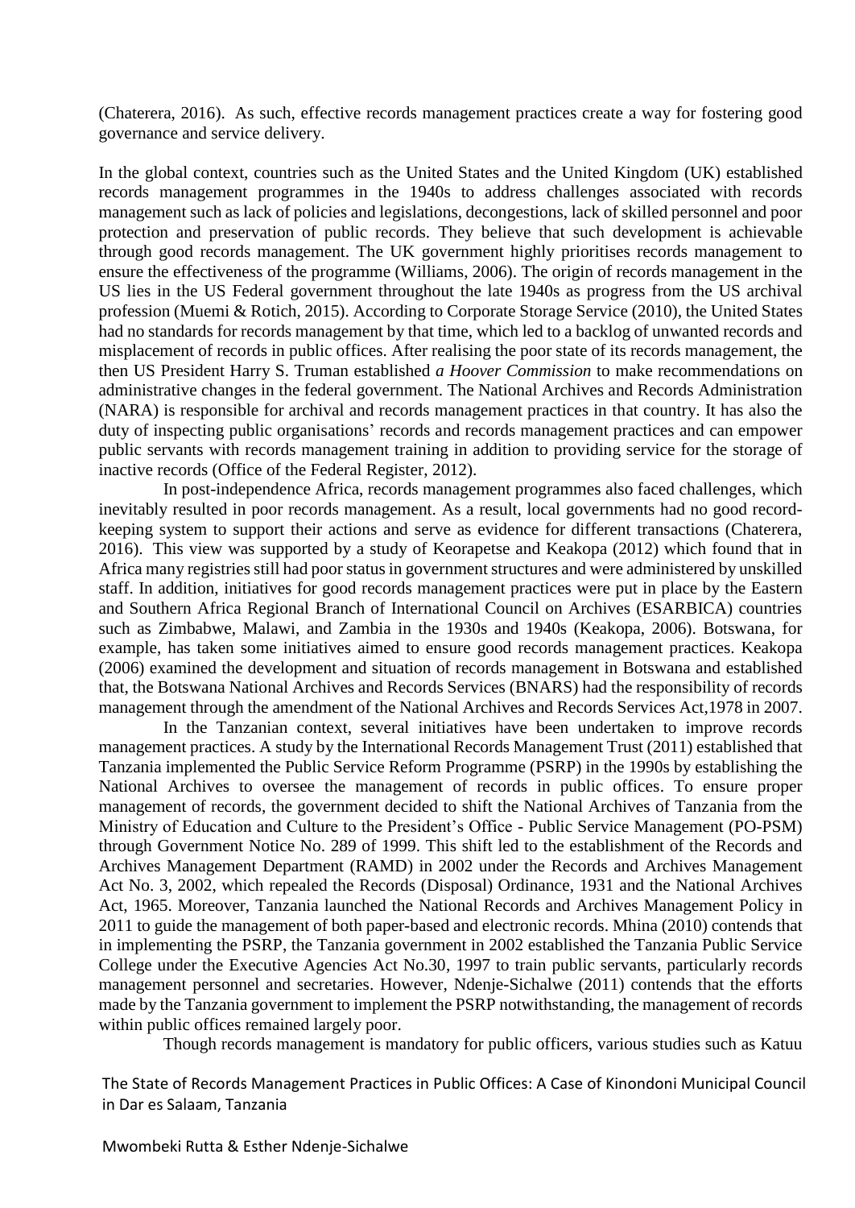(Chaterera, 2016). As such, effective records management practices create a way for fostering good governance and service delivery.

In the global context, countries such as the United States and the United Kingdom (UK) established records management programmes in the 1940s to address challenges associated with records management such as lack of policies and legislations, decongestions, lack of skilled personnel and poor protection and preservation of public records. They believe that such development is achievable through good records management. The UK government highly prioritises records management to ensure the effectiveness of the programme (Williams, 2006). The origin of records management in the US lies in the US Federal government throughout the late 1940s as progress from the US archival profession (Muemi & Rotich, 2015). According to Corporate Storage Service (2010), the United States had no standards for records management by that time, which led to a backlog of unwanted records and misplacement of records in public offices. After realising the poor state of its records management, the then US President Harry S. Truman established *a Hoover Commission* to make recommendations on administrative changes in the federal government. The National Archives and Records Administration (NARA) is responsible for archival and records management practices in that country. It has also the duty of inspecting public organisations' records and records management practices and can empower public servants with records management training in addition to providing service for the storage of inactive records (Office of the Federal Register, 2012).

In post-independence Africa, records management programmes also faced challenges, which inevitably resulted in poor records management. As a result, local governments had no good record-keeping system to support their actions and serve as evidence for different transactions (Chaterera, 2016). This view was supported by a study of Keorapetse and Keakopa (2012) which found that in Africa many registries still had poor status in government structures and were administered by unskilled staff. In addition, initiatives for good records management practices were put in place by the Eastern and Southern Africa Regional Branch of International Council on Archives (ESARBICA) countries such as Zimbabwe, Malawi, and Zambia in the 1930s and 1940s (Keakopa, 2006). Botswana, for example, has taken some initiatives aimed to ensure good records management practices. Keakopa (2006) examined the development and situation of records management in Botswana and established that, the Botswana National Archives and Records Services (BNARS) had the responsibility of records management through the amendment of the National Archives and Records Services Act,1978 in 2007.

In the Tanzanian context, several initiatives have been undertaken to improve records management practices. A study by the International Records Management Trust (2011) established that Tanzania implemented the Public Service Reform Programme (PSRP) in the 1990s by establishing the National Archives to oversee the management of records in public offices. To ensure proper management of records, the government decided to shift the National Archives of Tanzania from the Ministry of Education and Culture to the President's Office - Public Service Management (PO-PSM) through Government Notice No. 289 of 1999. This shift led to the establishment of the Records and Archives Management Department (RAMD) in 2002 under the Records and Archives Management Act No. 3, 2002, which repealed the Records (Disposal) Ordinance, 1931 and the National Archives Act, 1965. Moreover, Tanzania launched the National Records and Archives Management Policy in 2011 to guide the management of both paper-based and electronic records. Mhina (2010) contends that in implementing the PSRP, the Tanzania government in 2002 established the Tanzania Public Service College under the Executive Agencies Act No.30, 1997 to train public servants, particularly records management personnel and secretaries. However, Ndenje-Sichalwe (2011) contends that the efforts made by the Tanzania government to implement the PSRP notwithstanding, the management of records within public offices remained largely poor.

Though records management is mandatory for public officers, various studies such as Katuu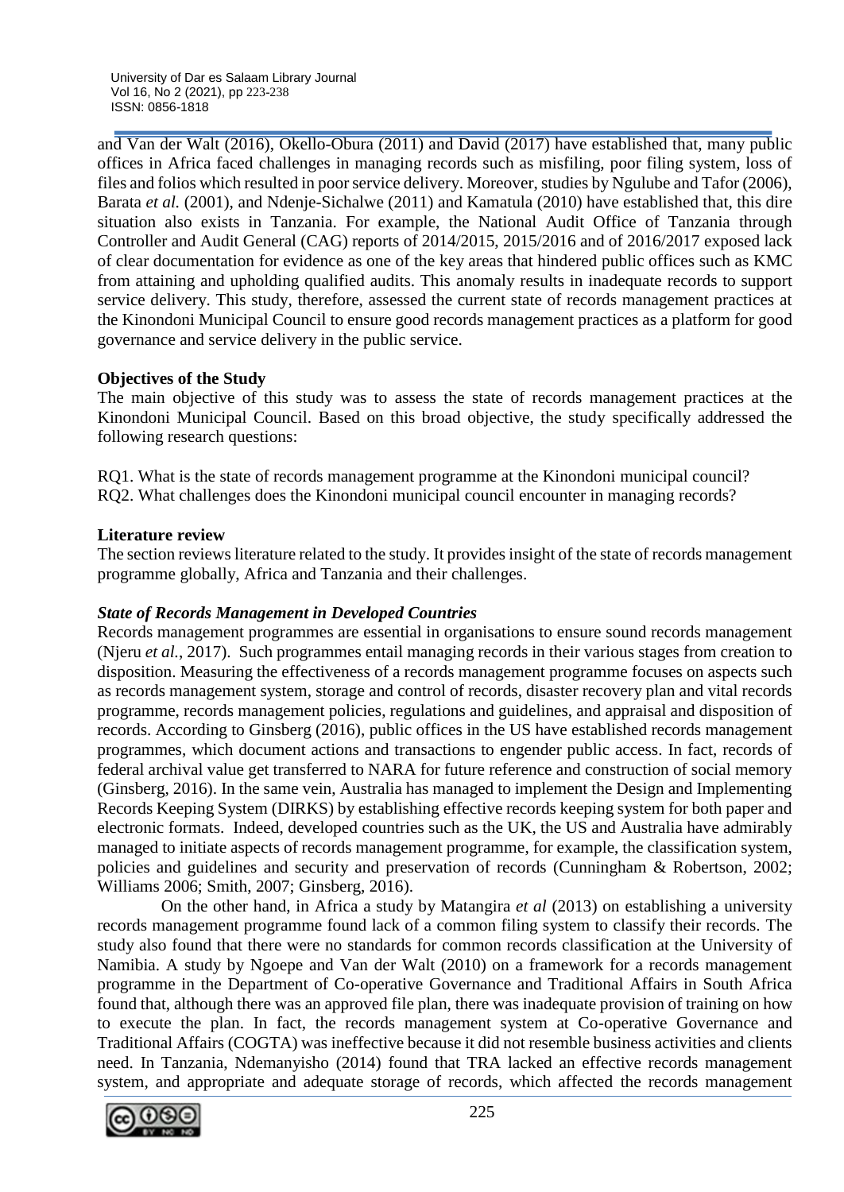and Van der Walt (2016), Okello-Obura (2011) and David (2017) have established that, many public offices in Africa faced challenges in managing records such as misfiling, poor filing system, loss of files and folios which resulted in poor service delivery. Moreover, studies by Ngulube and Tafor (2006), Barata *et al.* (2001), and Ndenje-Sichalwe (2011) and Kamatula (2010) have established that, this dire situation also exists in Tanzania. For example, the National Audit Office of Tanzania through Controller and Audit General (CAG) reports of 2014/2015, 2015/2016 and of 2016/2017 exposed lack of clear documentation for evidence as one of the key areas that hindered public offices such as KMC from attaining and upholding qualified audits. This anomaly results in inadequate records to support service delivery. This study, therefore, assessed the current state of records management practices at the Kinondoni Municipal Council to ensure good records management practices as a platform for good governance and service delivery in the public service.

## Objectives of the Study

The main objective of this study was to assess the state of records management practices at the Kinondoni Municipal Council. Based on this broad objective, the study specifically addressed the following research questions:

RQ1. What is the state of records management programme at the Kinondoni municipal council?
RQ2. What challenges does the Kinondoni municipal council encounter in managing records?

## Literature review

The section reviews literature related to the study. It provides insight of the state of records management programme globally, Africa and Tanzania and their challenges.

### *State of Records Management in Developed Countries*

Records management programmes are essential in organisations to ensure sound records management (Njeru *et al.*, 2017). Such programmes entail managing records in their various stages from creation to disposition. Measuring the effectiveness of a records management programme focuses on aspects such as records management system, storage and control of records, disaster recovery plan and vital records programme, records management policies, regulations and guidelines, and appraisal and disposition of records. According to Ginsberg (2016), public offices in the US have established records management programmes, which document actions and transactions to engender public access. In fact, records of federal archival value get transferred to NARA for future reference and construction of social memory (Ginsberg, 2016). In the same vein, Australia has managed to implement the Design and Implementing Records Keeping System (DIRKS) by establishing effective records keeping system for both paper and electronic formats. Indeed, developed countries such as the UK, the US and Australia have admirably managed to initiate aspects of records management programme, for example, the classification system, policies and guidelines and security and preservation of records (Cunningham & Robertson, 2002; Williams 2006; Smith, 2007; Ginsberg, 2016).

On the other hand, in Africa a study by Matangira *et al* (2013) on establishing a university records management programme found lack of a common filing system to classify their records. The study also found that there were no standards for common records classification at the University of Namibia. A study by Ngoepe and Van der Walt (2010) on a framework for a records management programme in the Department of Co-operative Governance and Traditional Affairs in South Africa found that, although there was an approved file plan, there was inadequate provision of training on how to execute the plan. In fact, the records management system at Co-operative Governance and Traditional Affairs (COGTA) was ineffective because it did not resemble business activities and clients need. In Tanzania, Ndemanyisho (2014) found that TRA lacked an effective records management system, and appropriate and adequate storage of records, which affected the records management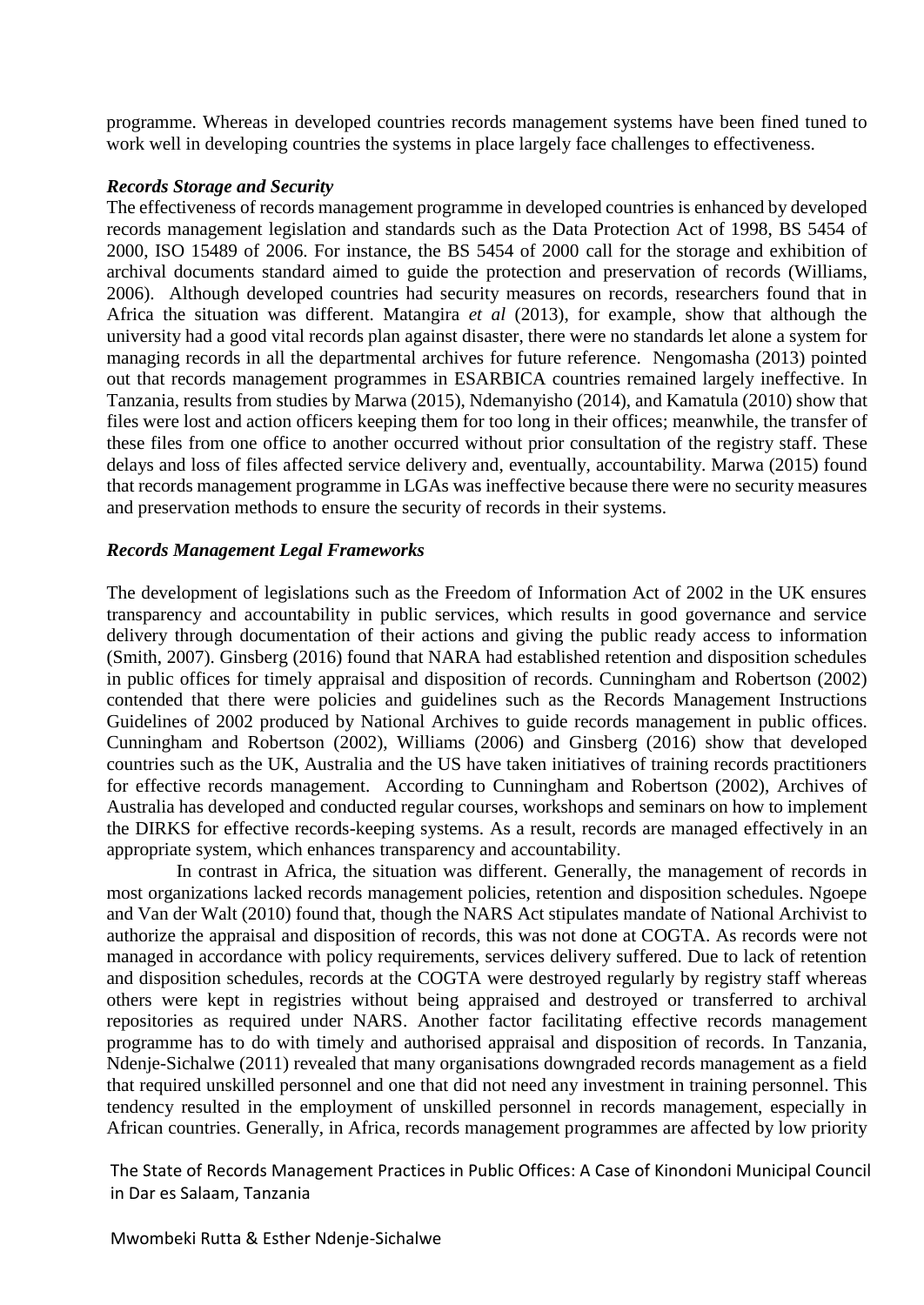programme. Whereas in developed countries records management systems have been fined tuned to work well in developing countries the systems in place largely face challenges to effectiveness.

### *Records Storage and Security*

The effectiveness of records management programme in developed countries is enhanced by developed records management legislation and standards such as the Data Protection Act of 1998, BS 5454 of 2000, ISO 15489 of 2006. For instance, the BS 5454 of 2000 call for the storage and exhibition of archival documents standard aimed to guide the protection and preservation of records (Williams, 2006). Although developed countries had security measures on records, researchers found that in Africa the situation was different. Matangira *et al* (2013), for example, show that although the university had a good vital records plan against disaster, there were no standards let alone a system for managing records in all the departmental archives for future reference. Nengomasha (2013) pointed out that records management programmes in ESARBICA countries remained largely ineffective. In Tanzania, results from studies by Marwa (2015), Ndemanyisho (2014), and Kamatula (2010) show that files were lost and action officers keeping them for too long in their offices; meanwhile, the transfer of these files from one office to another occurred without prior consultation of the registry staff. These delays and loss of files affected service delivery and, eventually, accountability. Marwa (2015) found that records management programme in LGAs was ineffective because there were no security measures and preservation methods to ensure the security of records in their systems.

### *Records Management Legal Frameworks*

The development of legislations such as the Freedom of Information Act of 2002 in the UK ensures transparency and accountability in public services, which results in good governance and service delivery through documentation of their actions and giving the public ready access to information (Smith, 2007). Ginsberg (2016) found that NARA had established retention and disposition schedules in public offices for timely appraisal and disposition of records. Cunningham and Robertson (2002) contended that there were policies and guidelines such as the Records Management Instructions Guidelines of 2002 produced by National Archives to guide records management in public offices. Cunningham and Robertson (2002), Williams (2006) and Ginsberg (2016) show that developed countries such as the UK, Australia and the US have taken initiatives of training records practitioners for effective records management. According to Cunningham and Robertson (2002), Archives of Australia has developed and conducted regular courses, workshops and seminars on how to implement the DIRKS for effective records-keeping systems. As a result, records are managed effectively in an appropriate system, which enhances transparency and accountability.

In contrast in Africa, the situation was different. Generally, the management of records in most organizations lacked records management policies, retention and disposition schedules. Ngoepe and Van der Walt (2010) found that, though the NARS Act stipulates mandate of National Archivist to authorize the appraisal and disposition of records, this was not done at COGTA. As records were not managed in accordance with policy requirements, services delivery suffered. Due to lack of retention and disposition schedules, records at the COGTA were destroyed regularly by registry staff whereas others were kept in registries without being appraised and destroyed or transferred to archival repositories as required under NARS. Another factor facilitating effective records management programme has to do with timely and authorised appraisal and disposition of records. In Tanzania, Ndenje-Sichalwe (2011) revealed that many organisations downgraded records management as a field that required unskilled personnel and one that did not need any investment in training personnel. This tendency resulted in the employment of unskilled personnel in records management, especially in African countries. Generally, in Africa, records management programmes are affected by low priority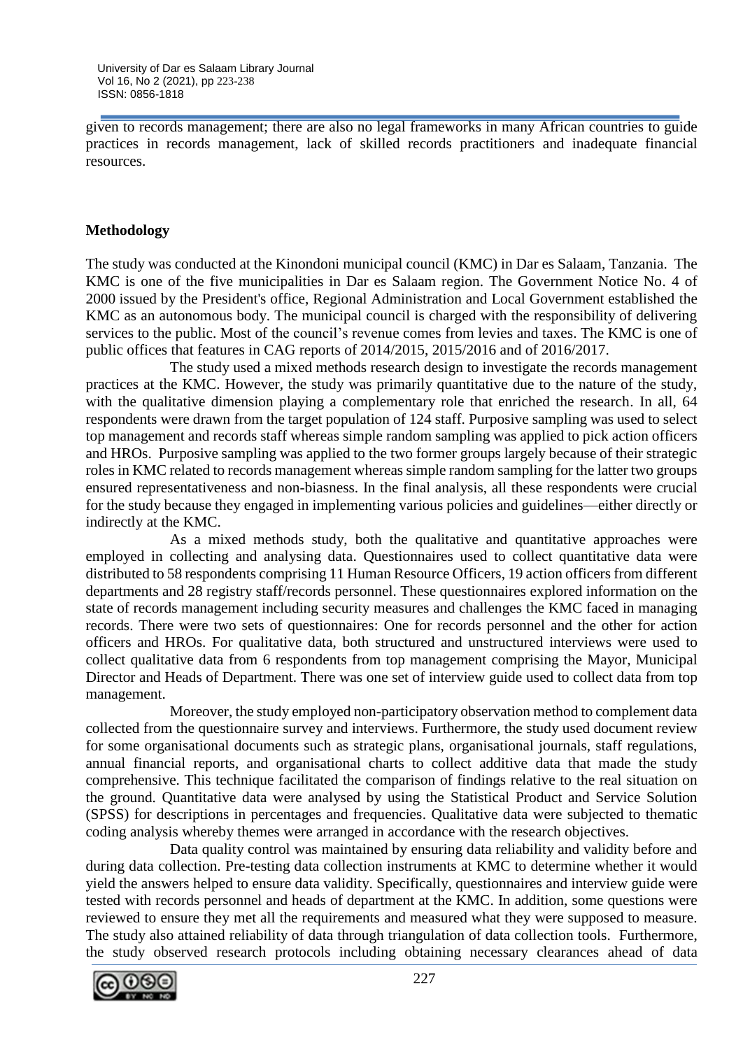given to records management; there are also no legal frameworks in many African countries to guide practices in records management, lack of skilled records practitioners and inadequate financial resources.

## Methodology

The study was conducted at the Kinondoni municipal council (KMC) in Dar es Salaam, Tanzania. The KMC is one of the five municipalities in Dar es Salaam region. The Government Notice No. 4 of 2000 issued by the President's office, Regional Administration and Local Government established the KMC as an autonomous body. The municipal council is charged with the responsibility of delivering services to the public. Most of the council's revenue comes from levies and taxes. The KMC is one of public offices that features in CAG reports of 2014/2015, 2015/2016 and of 2016/2017.

The study used a mixed methods research design to investigate the records management practices at the KMC. However, the study was primarily quantitative due to the nature of the study, with the qualitative dimension playing a complementary role that enriched the research. In all, 64 respondents were drawn from the target population of 124 staff. Purposive sampling was used to select top management and records staff whereas simple random sampling was applied to pick action officers and HROs. Purposive sampling was applied to the two former groups largely because of their strategic roles in KMC related to records management whereas simple random sampling for the latter two groups ensured representativeness and non-biasness. In the final analysis, all these respondents were crucial for the study because they engaged in implementing various policies and guidelines—either directly or indirectly at the KMC.

As a mixed methods study, both the qualitative and quantitative approaches were employed in collecting and analysing data. Questionnaires used to collect quantitative data were distributed to 58 respondents comprising 11 Human Resource Officers, 19 action officers from different departments and 28 registry staff/records personnel. These questionnaires explored information on the state of records management including security measures and challenges the KMC faced in managing records. There were two sets of questionnaires: One for records personnel and the other for action officers and HROs. For qualitative data, both structured and unstructured interviews were used to collect qualitative data from 6 respondents from top management comprising the Mayor, Municipal Director and Heads of Department. There was one set of interview guide used to collect data from top management.

Moreover, the study employed non-participatory observation method to complement data collected from the questionnaire survey and interviews. Furthermore, the study used document review for some organisational documents such as strategic plans, organisational journals, staff regulations, annual financial reports, and organisational charts to collect additive data that made the study comprehensive. This technique facilitated the comparison of findings relative to the real situation on the ground. Quantitative data were analysed by using the Statistical Product and Service Solution (SPSS) for descriptions in percentages and frequencies. Qualitative data were subjected to thematic coding analysis whereby themes were arranged in accordance with the research objectives.

Data quality control was maintained by ensuring data reliability and validity before and during data collection. Pre-testing data collection instruments at KMC to determine whether it would yield the answers helped to ensure data validity. Specifically, questionnaires and interview guide were tested with records personnel and heads of department at the KMC. In addition, some questions were reviewed to ensure they met all the requirements and measured what they were supposed to measure. The study also attained reliability of data through triangulation of data collection tools. Furthermore, the study observed research protocols including obtaining necessary clearances ahead of data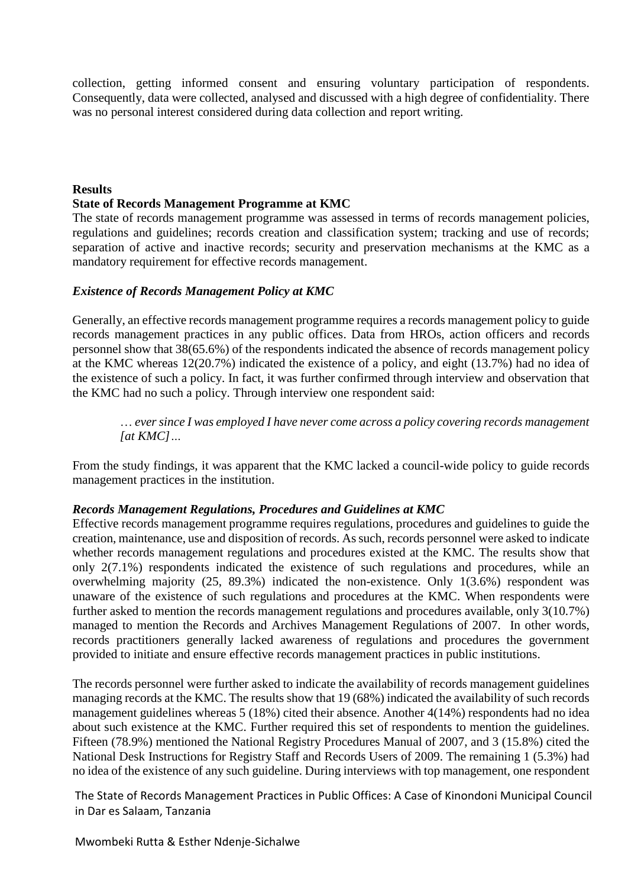collection, getting informed consent and ensuring voluntary participation of respondents. Consequently, data were collected, analysed and discussed with a high degree of confidentiality. There was no personal interest considered during data collection and report writing.

## Results

### State of Records Management Programme at KMC

The state of records management programme was assessed in terms of records management policies, regulations and guidelines; records creation and classification system; tracking and use of records; separation of active and inactive records; security and preservation mechanisms at the KMC as a mandatory requirement for effective records management.

#### *Existence of Records Management Policy at KMC*

Generally, an effective records management programme requires a records management policy to guide records management practices in any public offices. Data from HROs, action officers and records personnel show that 38(65.6%) of the respondents indicated the absence of records management policy at the KMC whereas 12(20.7%) indicated the existence of a policy, and eight (13.7%) had no idea of the existence of such a policy. In fact, it was further confirmed through interview and observation that the KMC had no such a policy. Through interview one respondent said:

> *… ever since I was employed I have never come across a policy covering records management [at KMC]…*

From the study findings, it was apparent that the KMC lacked a council-wide policy to guide records management practices in the institution.

#### *Records Management Regulations, Procedures and Guidelines at KMC*

Effective records management programme requires regulations, procedures and guidelines to guide the creation, maintenance, use and disposition of records. As such, records personnel were asked to indicate whether records management regulations and procedures existed at the KMC. The results show that only 2(7.1%) respondents indicated the existence of such regulations and procedures, while an overwhelming majority (25, 89.3%) indicated the non-existence. Only 1(3.6%) respondent was unaware of the existence of such regulations and procedures at the KMC. When respondents were further asked to mention the records management regulations and procedures available, only 3(10.7%) managed to mention the Records and Archives Management Regulations of 2007. In other words, records practitioners generally lacked awareness of regulations and procedures the government provided to initiate and ensure effective records management practices in public institutions.

The records personnel were further asked to indicate the availability of records management guidelines managing records at the KMC. The results show that 19 (68%) indicated the availability of such records management guidelines whereas 5 (18%) cited their absence. Another 4(14%) respondents had no idea about such existence at the KMC. Further required this set of respondents to mention the guidelines. Fifteen (78.9%) mentioned the National Registry Procedures Manual of 2007, and 3 (15.8%) cited the National Desk Instructions for Registry Staff and Records Users of 2009. The remaining 1 (5.3%) had no idea of the existence of any such guideline. During interviews with top management, one respondent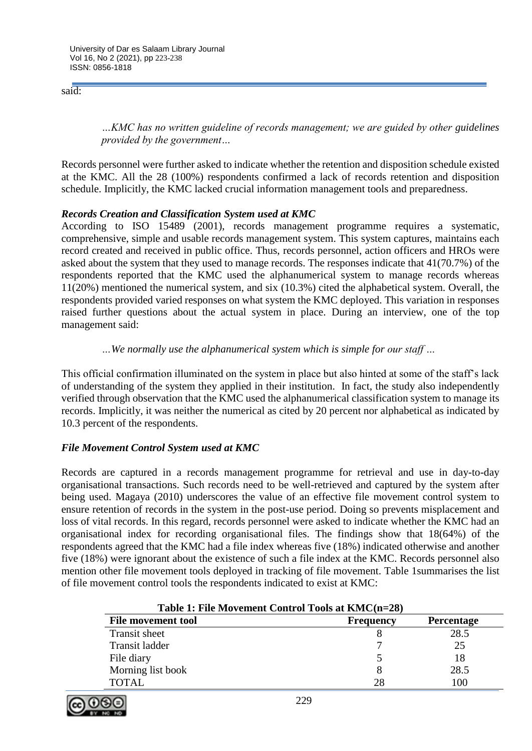said:

> *…KMC has no written guideline of records management; we are guided by other guidelines provided by the government…*

Records personnel were further asked to indicate whether the retention and disposition schedule existed at the KMC. All the 28 (100%) respondents confirmed a lack of records retention and disposition schedule. Implicitly, the KMC lacked crucial information management tools and preparedness.

### *Records Creation and Classification System used at KMC*

According to ISO 15489 (2001), records management programme requires a systematic, comprehensive, simple and usable records management system. This system captures, maintains each record created and received in public office. Thus, records personnel, action officers and HROs were asked about the system that they used to manage records. The responses indicate that 41(70.7%) of the respondents reported that the KMC used the alphanumerical system to manage records whereas 11(20%) mentioned the numerical system, and six (10.3%) cited the alphabetical system. Overall, the respondents provided varied responses on what system the KMC deployed. This variation in responses raised further questions about the actual system in place. During an interview, one of the top management said:

> *…We normally use the alphanumerical system which is simple for our staff …*

This official confirmation illuminated on the system in place but also hinted at some of the staff's lack of understanding of the system they applied in their institution. In fact, the study also independently verified through observation that the KMC used the alphanumerical classification system to manage its records. Implicitly, it was neither the numerical as cited by 20 percent nor alphabetical as indicated by 10.3 percent of the respondents.

### *File Movement Control System used at KMC*

Records are captured in a records management programme for retrieval and use in day-to-day organisational transactions. Such records need to be well-retrieved and captured by the system after being used. Magaya (2010) underscores the value of an effective file movement control system to ensure retention of records in the system in the post-use period. Doing so prevents misplacement and loss of vital records. In this regard, records personnel were asked to indicate whether the KMC had an organisational index for recording organisational files. The findings show that 18(64%) of the respondents agreed that the KMC had a file index whereas five (18%) indicated otherwise and another five (18%) were ignorant about the existence of such a file index at the KMC. Records personnel also mention other file movement tools deployed in tracking of file movement. Table 1summarises the list of file movement control tools the respondents indicated to exist at KMC:

**Table 1: File Movement Control Tools at KMC(n=28)**

| File movement tool | Frequency | Percentage |
|---|---|---|
| Transit sheet | 8 | 28.5 |
| Transit ladder | 7 | 25 |
| File diary | 5 | 18 |
| Morning list book | 8 | 28.5 |
| TOTAL | 28 | 100 |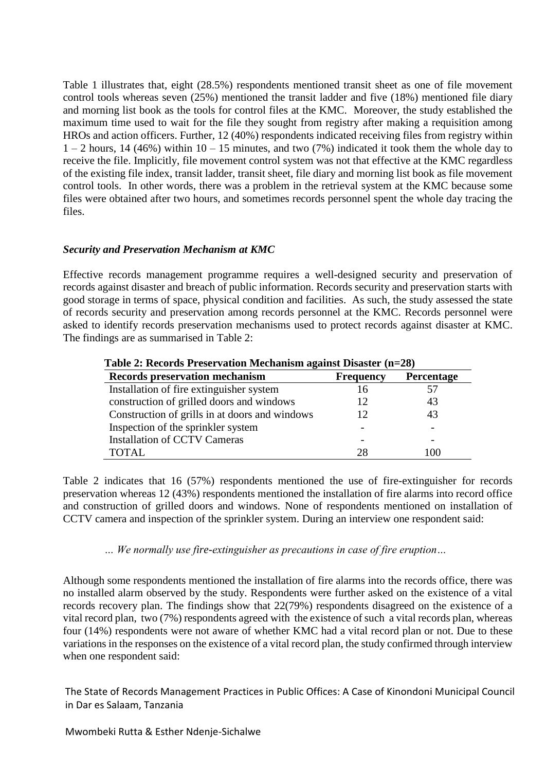Table 1 illustrates that, eight (28.5%) respondents mentioned transit sheet as one of file movement control tools whereas seven (25%) mentioned the transit ladder and five (18%) mentioned file diary and morning list book as the tools for control files at the KMC. Moreover, the study established the maximum time used to wait for the file they sought from registry after making a requisition among HROs and action officers. Further, 12 (40%) respondents indicated receiving files from registry within 1 – 2 hours, 14 (46%) within 10 – 15 minutes, and two (7%) indicated it took them the whole day to receive the file. Implicitly, file movement control system was not that effective at the KMC regardless of the existing file index, transit ladder, transit sheet, file diary and morning list book as file movement control tools. In other words, there was a problem in the retrieval system at the KMC because some files were obtained after two hours, and sometimes records personnel spent the whole day tracing the files.

### *Security and Preservation Mechanism at KMC*

Effective records management programme requires a well-designed security and preservation of records against disaster and breach of public information. Records security and preservation starts with good storage in terms of space, physical condition and facilities. As such, the study assessed the state of records security and preservation among records personnel at the KMC. Records personnel were asked to identify records preservation mechanisms used to protect records against disaster at KMC. The findings are as summarised in Table 2:

**Table 2: Records Preservation Mechanism against Disaster (n=28)**

| Records preservation mechanism | Frequency | Percentage |
|---|---|---|
| Installation of fire extinguisher system | 16 | 57 |
| construction of grilled doors and windows | 12 | 43 |
| Construction of grills in at doors and windows | 12 | 43 |
| Inspection of the sprinkler system | - | - |
| Installation of CCTV Cameras | - | - |
| TOTAL | 28 | 100 |

Table 2 indicates that 16 (57%) respondents mentioned the use of fire-extinguisher for records preservation whereas 12 (43%) respondents mentioned the installation of fire alarms into record office and construction of grilled doors and windows. None of respondents mentioned on installation of CCTV camera and inspection of the sprinkler system. During an interview one respondent said:

*… We normally use fire-extinguisher as precautions in case of fire eruption…*

Although some respondents mentioned the installation of fire alarms into the records office, there was no installed alarm observed by the study. Respondents were further asked on the existence of a vital records recovery plan. The findings show that 22(79%) respondents disagreed on the existence of a vital record plan, two (7%) respondents agreed with the existence of such a vital records plan, whereas four (14%) respondents were not aware of whether KMC had a vital record plan or not. Due to these variations in the responses on the existence of a vital record plan, the study confirmed through interview when one respondent said: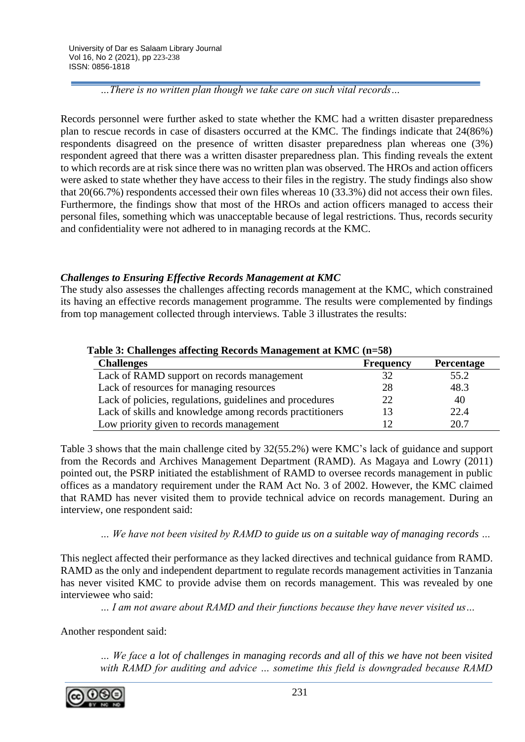*…There is no written plan though we take care on such vital records…*

Records personnel were further asked to state whether the KMC had a written disaster preparedness plan to rescue records in case of disasters occurred at the KMC. The findings indicate that 24(86%) respondents disagreed on the presence of written disaster preparedness plan whereas one (3%) respondent agreed that there was a written disaster preparedness plan. This finding reveals the extent to which records are at risk since there was no written plan was observed. The HROs and action officers were asked to state whether they have access to their files in the registry. The study findings also show that 20(66.7%) respondents accessed their own files whereas 10 (33.3%) did not access their own files. Furthermore, the findings show that most of the HROs and action officers managed to access their personal files, something which was unacceptable because of legal restrictions. Thus, records security and confidentiality were not adhered to in managing records at the KMC.

### *Challenges to Ensuring Effective Records Management at KMC*

The study also assesses the challenges affecting records management at the KMC, which constrained its having an effective records management programme. The results were complemented by findings from top management collected through interviews. Table 3 illustrates the results:

**Table 3: Challenges affecting Records Management at KMC (n=58)**

| Challenges | Frequency | Percentage |
|---|---|---|
| Lack of RAMD support on records management | 32 | 55.2 |
| Lack of resources for managing resources | 28 | 48.3 |
| Lack of policies, regulations, guidelines and procedures | 22 | 40 |
| Lack of skills and knowledge among records practitioners | 13 | 22.4 |
| Low priority given to records management | 12 | 20.7 |

Table 3 shows that the main challenge cited by 32(55.2%) were KMC's lack of guidance and support from the Records and Archives Management Department (RAMD). As Magaya and Lowry (2011) pointed out, the PSRP initiated the establishment of RAMD to oversee records management in public offices as a mandatory requirement under the RAM Act No. 3 of 2002. However, the KMC claimed that RAMD has never visited them to provide technical advice on records management. During an interview, one respondent said:

*… We have not been visited by RAMD to guide us on a suitable way of managing records …*

This neglect affected their performance as they lacked directives and technical guidance from RAMD. RAMD as the only and independent department to regulate records management activities in Tanzania has never visited KMC to provide advise them on records management. This was revealed by one interviewee who said:

*… I am not aware about RAMD and their functions because they have never visited us…*

Another respondent said:

*… We face a lot of challenges in managing records and all of this we have not been visited with RAMD for auditing and advice … sometime this field is downgraded because RAMD*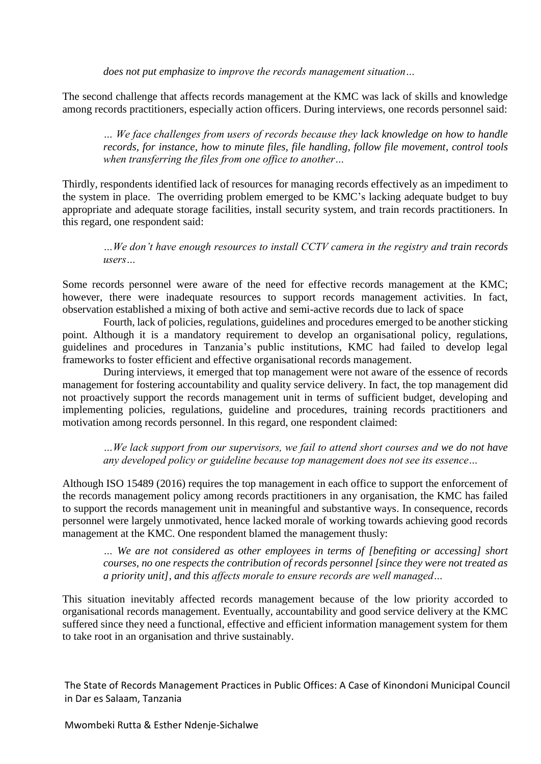*does not put emphasize to improve the records management situation…*

The second challenge that affects records management at the KMC was lack of skills and knowledge among records practitioners, especially action officers. During interviews, one records personnel said:

> *… We face challenges from users of records because they lack knowledge on how to handle records, for instance, how to minute files, file handling, follow file movement, control tools when transferring the files from one office to another…*

Thirdly, respondents identified lack of resources for managing records effectively as an impediment to the system in place. The overriding problem emerged to be KMC's lacking adequate budget to buy appropriate and adequate storage facilities, install security system, and train records practitioners. In this regard, one respondent said:

> *…We don't have enough resources to install CCTV camera in the registry and train records users…*

Some records personnel were aware of the need for effective records management at the KMC; however, there were inadequate resources to support records management activities. In fact, observation established a mixing of both active and semi-active records due to lack of space

Fourth, lack of policies, regulations, guidelines and procedures emerged to be another sticking point. Although it is a mandatory requirement to develop an organisational policy, regulations, guidelines and procedures in Tanzania's public institutions, KMC had failed to develop legal frameworks to foster efficient and effective organisational records management.

During interviews, it emerged that top management were not aware of the essence of records management for fostering accountability and quality service delivery. In fact, the top management did not proactively support the records management unit in terms of sufficient budget, developing and implementing policies, regulations, guideline and procedures, training records practitioners and motivation among records personnel. In this regard, one respondent claimed:

> *…We lack support from our supervisors, we fail to attend short courses and we do not have any developed policy or guideline because top management does not see its essence…*

Although ISO 15489 (2016) requires the top management in each office to support the enforcement of the records management policy among records practitioners in any organisation, the KMC has failed to support the records management unit in meaningful and substantive ways. In consequence, records personnel were largely unmotivated, hence lacked morale of working towards achieving good records management at the KMC. One respondent blamed the management thusly:

> *… We are not considered as other employees in terms of [benefiting or accessing] short courses, no one respects the contribution of records personnel [since they were not treated as a priority unit], and this affects morale to ensure records are well managed…*

This situation inevitably affected records management because of the low priority accorded to organisational records management. Eventually, accountability and good service delivery at the KMC suffered since they need a functional, effective and efficient information management system for them to take root in an organisation and thrive sustainably.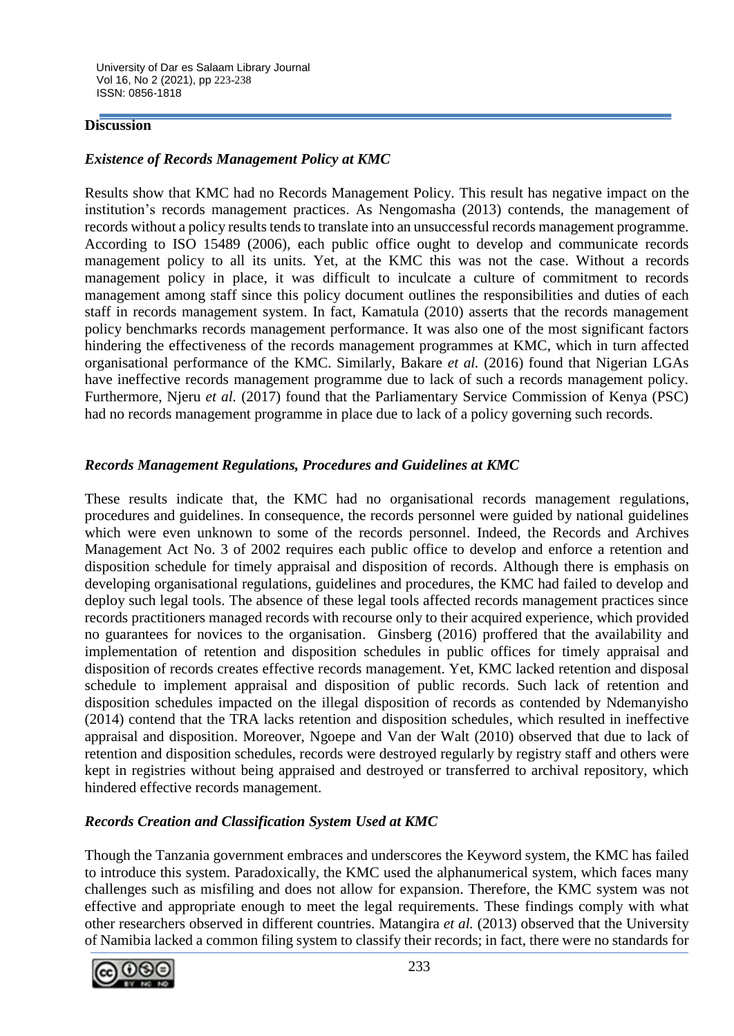## Discussion

### *Existence of Records Management Policy at KMC*

Results show that KMC had no Records Management Policy. This result has negative impact on the institution's records management practices. As Nengomasha (2013) contends, the management of records without a policy results tends to translate into an unsuccessful records management programme. According to ISO 15489 (2006), each public office ought to develop and communicate records management policy to all its units. Yet, at the KMC this was not the case. Without a records management policy in place, it was difficult to inculcate a culture of commitment to records management among staff since this policy document outlines the responsibilities and duties of each staff in records management system. In fact, Kamatula (2010) asserts that the records management policy benchmarks records management performance. It was also one of the most significant factors hindering the effectiveness of the records management programmes at KMC, which in turn affected organisational performance of the KMC. Similarly, Bakare *et al.* (2016) found that Nigerian LGAs have ineffective records management programme due to lack of such a records management policy. Furthermore, Njeru *et al.* (2017) found that the Parliamentary Service Commission of Kenya (PSC) had no records management programme in place due to lack of a policy governing such records.

### *Records Management Regulations, Procedures and Guidelines at KMC*

These results indicate that, the KMC had no organisational records management regulations, procedures and guidelines. In consequence, the records personnel were guided by national guidelines which were even unknown to some of the records personnel. Indeed, the Records and Archives Management Act No. 3 of 2002 requires each public office to develop and enforce a retention and disposition schedule for timely appraisal and disposition of records. Although there is emphasis on developing organisational regulations, guidelines and procedures, the KMC had failed to develop and deploy such legal tools. The absence of these legal tools affected records management practices since records practitioners managed records with recourse only to their acquired experience, which provided no guarantees for novices to the organisation. Ginsberg (2016) proffered that the availability and implementation of retention and disposition schedules in public offices for timely appraisal and disposition of records creates effective records management. Yet, KMC lacked retention and disposal schedule to implement appraisal and disposition of public records. Such lack of retention and disposition schedules impacted on the illegal disposition of records as contended by Ndemanyisho (2014) contend that the TRA lacks retention and disposition schedules, which resulted in ineffective appraisal and disposition. Moreover, Ngoepe and Van der Walt (2010) observed that due to lack of retention and disposition schedules, records were destroyed regularly by registry staff and others were kept in registries without being appraised and destroyed or transferred to archival repository, which hindered effective records management.

### *Records Creation and Classification System Used at KMC*

Though the Tanzania government embraces and underscores the Keyword system, the KMC has failed to introduce this system. Paradoxically, the KMC used the alphanumerical system, which faces many challenges such as misfiling and does not allow for expansion. Therefore, the KMC system was not effective and appropriate enough to meet the legal requirements. These findings comply with what other researchers observed in different countries. Matangira *et al.* (2013) observed that the University of Namibia lacked a common filing system to classify their records; in fact, there were no standards for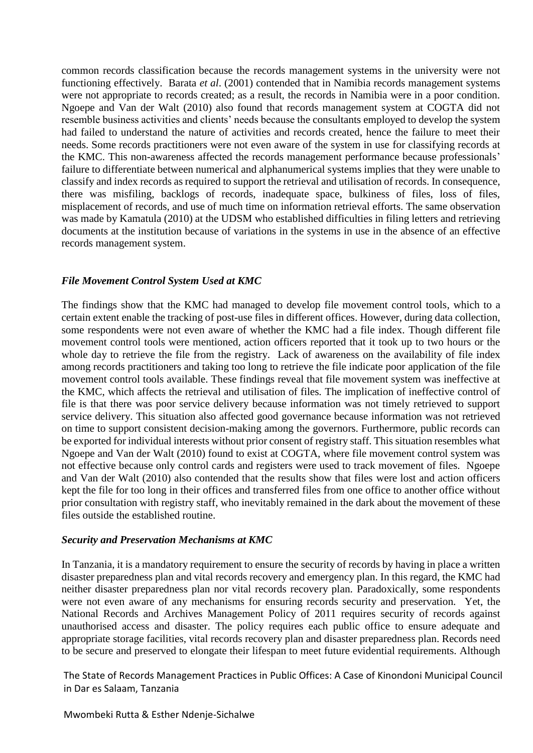common records classification because the records management systems in the university were not functioning effectively. Barata *et al*. (2001) contended that in Namibia records management systems were not appropriate to records created; as a result, the records in Namibia were in a poor condition. Ngoepe and Van der Walt (2010) also found that records management system at COGTA did not resemble business activities and clients' needs because the consultants employed to develop the system had failed to understand the nature of activities and records created, hence the failure to meet their needs. Some records practitioners were not even aware of the system in use for classifying records at the KMC. This non-awareness affected the records management performance because professionals' failure to differentiate between numerical and alphanumerical systems implies that they were unable to classify and index records as required to support the retrieval and utilisation of records. In consequence, there was misfiling, backlogs of records, inadequate space, bulkiness of files, loss of files, misplacement of records, and use of much time on information retrieval efforts. The same observation was made by Kamatula (2010) at the UDSM who established difficulties in filing letters and retrieving documents at the institution because of variations in the systems in use in the absence of an effective records management system.

### *File Movement Control System Used at KMC*

The findings show that the KMC had managed to develop file movement control tools, which to a certain extent enable the tracking of post-use files in different offices. However, during data collection, some respondents were not even aware of whether the KMC had a file index. Though different file movement control tools were mentioned, action officers reported that it took up to two hours or the whole day to retrieve the file from the registry. Lack of awareness on the availability of file index among records practitioners and taking too long to retrieve the file indicate poor application of the file movement control tools available. These findings reveal that file movement system was ineffective at the KMC, which affects the retrieval and utilisation of files. The implication of ineffective control of file is that there was poor service delivery because information was not timely retrieved to support service delivery. This situation also affected good governance because information was not retrieved on time to support consistent decision-making among the governors. Furthermore, public records can be exported for individual interests without prior consent of registry staff. This situation resembles what Ngoepe and Van der Walt (2010) found to exist at COGTA, where file movement control system was not effective because only control cards and registers were used to track movement of files. Ngoepe and Van der Walt (2010) also contended that the results show that files were lost and action officers kept the file for too long in their offices and transferred files from one office to another office without prior consultation with registry staff, who inevitably remained in the dark about the movement of these files outside the established routine.

### *Security and Preservation Mechanisms at KMC*

In Tanzania, it is a mandatory requirement to ensure the security of records by having in place a written disaster preparedness plan and vital records recovery and emergency plan. In this regard, the KMC had neither disaster preparedness plan nor vital records recovery plan. Paradoxically, some respondents were not even aware of any mechanisms for ensuring records security and preservation. Yet, the National Records and Archives Management Policy of 2011 requires security of records against unauthorised access and disaster. The policy requires each public office to ensure adequate and appropriate storage facilities, vital records recovery plan and disaster preparedness plan. Records need to be secure and preserved to elongate their lifespan to meet future evidential requirements. Although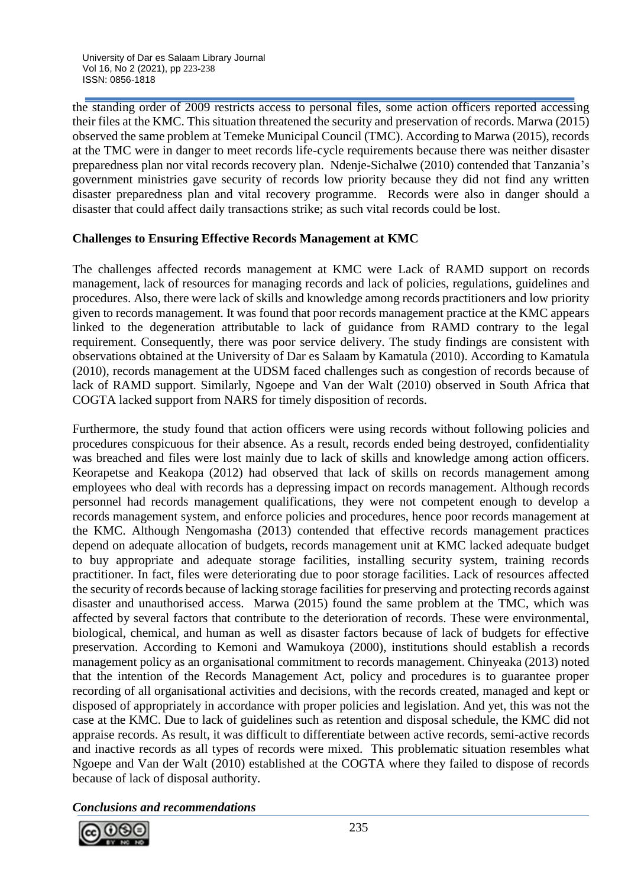the standing order of 2009 restricts access to personal files, some action officers reported accessing their files at the KMC. This situation threatened the security and preservation of records. Marwa (2015) observed the same problem at Temeke Municipal Council (TMC). According to Marwa (2015), records at the TMC were in danger to meet records life-cycle requirements because there was neither disaster preparedness plan nor vital records recovery plan. Ndenje-Sichalwe (2010) contended that Tanzania's government ministries gave security of records low priority because they did not find any written disaster preparedness plan and vital recovery programme. Records were also in danger should a disaster that could affect daily transactions strike; as such vital records could be lost.

**Challenges to Ensuring Effective Records Management at KMC**

The challenges affected records management at KMC were Lack of RAMD support on records management, lack of resources for managing records and lack of policies, regulations, guidelines and procedures. Also, there were lack of skills and knowledge among records practitioners and low priority given to records management. It was found that poor records management practice at the KMC appears linked to the degeneration attributable to lack of guidance from RAMD contrary to the legal requirement. Consequently, there was poor service delivery. The study findings are consistent with observations obtained at the University of Dar es Salaam by Kamatula (2010). According to Kamatula (2010), records management at the UDSM faced challenges such as congestion of records because of lack of RAMD support. Similarly, Ngoepe and Van der Walt (2010) observed in South Africa that COGTA lacked support from NARS for timely disposition of records.

Furthermore, the study found that action officers were using records without following policies and procedures conspicuous for their absence. As a result, records ended being destroyed, confidentiality was breached and files were lost mainly due to lack of skills and knowledge among action officers. Keorapetse and Keakopa (2012) had observed that lack of skills on records management among employees who deal with records has a depressing impact on records management. Although records personnel had records management qualifications, they were not competent enough to develop a records management system, and enforce policies and procedures, hence poor records management at the KMC. Although Nengomasha (2013) contended that effective records management practices depend on adequate allocation of budgets, records management unit at KMC lacked adequate budget to buy appropriate and adequate storage facilities, installing security system, training records practitioner. In fact, files were deteriorating due to poor storage facilities. Lack of resources affected the security of records because of lacking storage facilities for preserving and protecting records against disaster and unauthorised access. Marwa (2015) found the same problem at the TMC, which was affected by several factors that contribute to the deterioration of records. These were environmental, biological, chemical, and human as well as disaster factors because of lack of budgets for effective preservation. According to Kemoni and Wamukoya (2000), institutions should establish a records management policy as an organisational commitment to records management. Chinyeaka (2013) noted that the intention of the Records Management Act, policy and procedures is to guarantee proper recording of all organisational activities and decisions, with the records created, managed and kept or disposed of appropriately in accordance with proper policies and legislation. And yet, this was not the case at the KMC. Due to lack of guidelines such as retention and disposal schedule, the KMC did not appraise records. As result, it was difficult to differentiate between active records, semi-active records and inactive records as all types of records were mixed. This problematic situation resembles what Ngoepe and Van der Walt (2010) established at the COGTA where they failed to dispose of records because of lack of disposal authority.

***Conclusions and recommendations***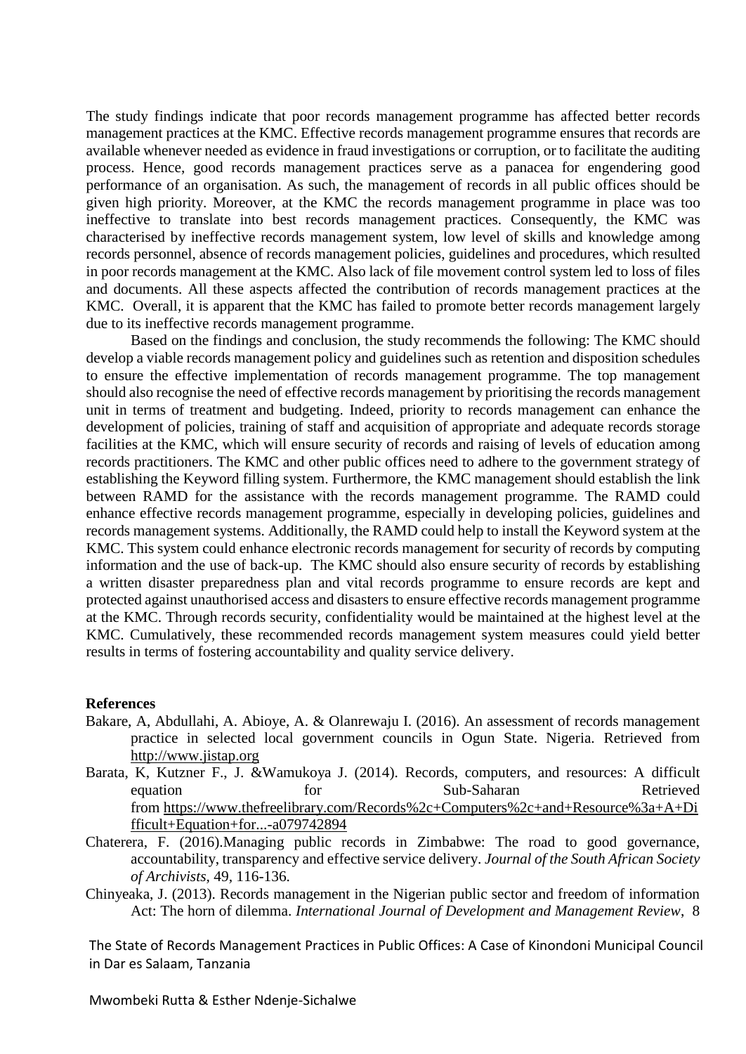The study findings indicate that poor records management programme has affected better records management practices at the KMC. Effective records management programme ensures that records are available whenever needed as evidence in fraud investigations or corruption, or to facilitate the auditing process. Hence, good records management practices serve as a panacea for engendering good performance of an organisation. As such, the management of records in all public offices should be given high priority. Moreover, at the KMC the records management programme in place was too ineffective to translate into best records management practices. Consequently, the KMC was characterised by ineffective records management system, low level of skills and knowledge among records personnel, absence of records management policies, guidelines and procedures, which resulted in poor records management at the KMC. Also lack of file movement control system led to loss of files and documents. All these aspects affected the contribution of records management practices at the KMC. Overall, it is apparent that the KMC has failed to promote better records management largely due to its ineffective records management programme.

Based on the findings and conclusion, the study recommends the following: The KMC should develop a viable records management policy and guidelines such as retention and disposition schedules to ensure the effective implementation of records management programme. The top management should also recognise the need of effective records management by prioritising the records management unit in terms of treatment and budgeting. Indeed, priority to records management can enhance the development of policies, training of staff and acquisition of appropriate and adequate records storage facilities at the KMC, which will ensure security of records and raising of levels of education among records practitioners. The KMC and other public offices need to adhere to the government strategy of establishing the Keyword filling system. Furthermore, the KMC management should establish the link between RAMD for the assistance with the records management programme. The RAMD could enhance effective records management programme, especially in developing policies, guidelines and records management systems. Additionally, the RAMD could help to install the Keyword system at the KMC. This system could enhance electronic records management for security of records by computing information and the use of back-up. The KMC should also ensure security of records by establishing a written disaster preparedness plan and vital records programme to ensure records are kept and protected against unauthorised access and disasters to ensure effective records management programme at the KMC. Through records security, confidentiality would be maintained at the highest level at the KMC. Cumulatively, these recommended records management system measures could yield better results in terms of fostering accountability and quality service delivery.

## References

Bakare, A, Abdullahi, A. Abioye, A. & Olanrewaju I. (2016). An assessment of records management practice in selected local government councils in Ogun State. Nigeria. Retrieved from http://www.jistap.org

Barata, K, Kutzner F., J. &Wamukoya J. (2014). Records, computers, and resources: A difficult equation for Sub-Saharan Retrieved from https://www.thefreelibrary.com/Records%2c+Computers%2c+and+Resource%3a+A+Difficult+Equation+for...-a079742894

Chaterera, F. (2016).Managing public records in Zimbabwe: The road to good governance, accountability, transparency and effective service delivery. *Journal of the South African Society of Archivists,* 49, 116-136.

Chinyeaka, J. (2013). Records management in the Nigerian public sector and freedom of information Act: The horn of dilemma. *International Journal of Development and Management Review*, 8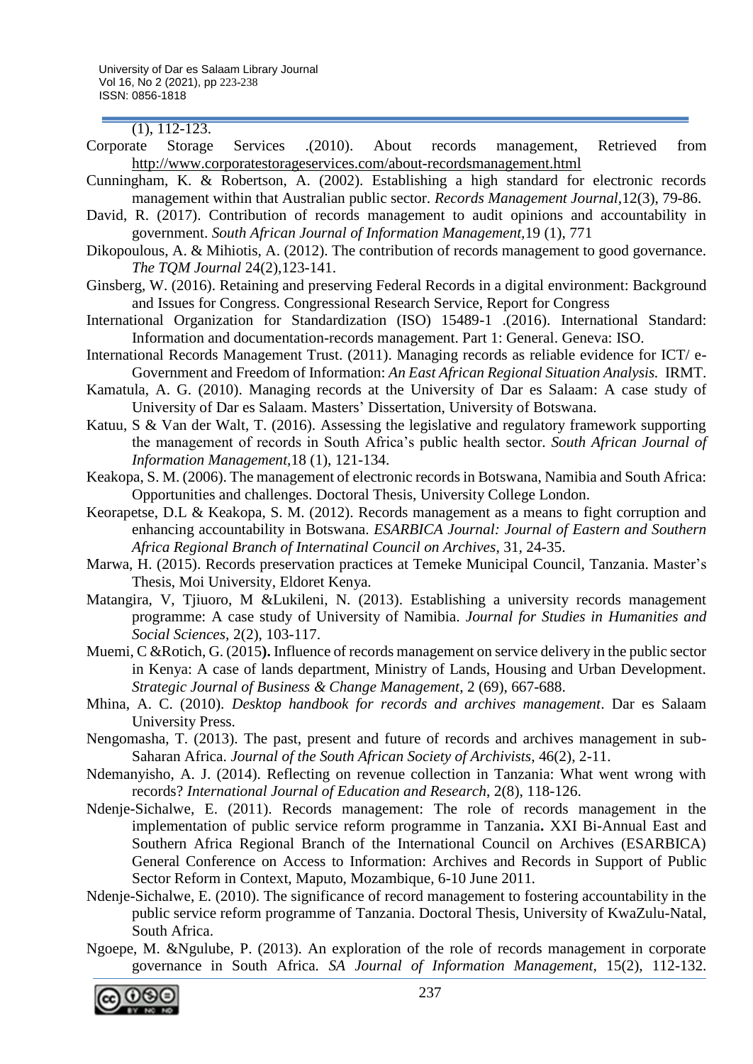(1), 112-123.

Corporate Storage Services .(2010). About records management, Retrieved from http://www.corporatestorageservices.com/about-recordsmanagement.html

Cunningham, K. & Robertson, A. (2002). Establishing a high standard for electronic records management within that Australian public sector. *Records Management Journal*,12(3), 79-86.

David, R. (2017). Contribution of records management to audit opinions and accountability in government. *South African Journal of Information Management*,19 (1), 771

Dikopoulous, A. & Mihiotis, A. (2012). The contribution of records management to good governance. *The TQM Journal* 24(2),123-141.

Ginsberg, W. (2016). Retaining and preserving Federal Records in a digital environment: Background and Issues for Congress. Congressional Research Service, Report for Congress

International Organization for Standardization (ISO) 15489-1 .(2016). International Standard: Information and documentation-records management. Part 1: General. Geneva: ISO.

International Records Management Trust. (2011). Managing records as reliable evidence for ICT/ e-Government and Freedom of Information: *An East African Regional Situation Analysis.* IRMT.

Kamatula, A. G. (2010). Managing records at the University of Dar es Salaam: A case study of University of Dar es Salaam. Masters' Dissertation, University of Botswana.

Katuu, S & Van der Walt, T. (2016). Assessing the legislative and regulatory framework supporting the management of records in South Africa's public health sector. *South African Journal of Information Management*,18 (1), 121-134.

Keakopa, S. M. (2006). The management of electronic records in Botswana, Namibia and South Africa: Opportunities and challenges. Doctoral Thesis, University College London.

Keorapetse, D.L & Keakopa, S. M. (2012). Records management as a means to fight corruption and enhancing accountability in Botswana. *ESARBICA Journal: Journal of Eastern and Southern Africa Regional Branch of Internatinal Council on Archives*, 31, 24-35.

Marwa, H. (2015). Records preservation practices at Temeke Municipal Council, Tanzania. Master's Thesis, Moi University, Eldoret Kenya.

Matangira, V, Tjiuoro, M &Lukileni, N. (2013). Establishing a university records management programme: A case study of University of Namibia. *Journal for Studies in Humanities and Social Sciences*, 2(2), 103-117.

Muemi, C &Rotich, G. (2015**).** Influence of records management on service delivery in the public sector in Kenya: A case of lands department, Ministry of Lands, Housing and Urban Development. *Strategic Journal of Business & Change Management*, 2 (69), 667-688.

Mhina, A. C. (2010). *Desktop handbook for records and archives management*. Dar es Salaam University Press.

Nengomasha, T. (2013). The past, present and future of records and archives management in sub-Saharan Africa. *Journal of the South African Society of Archivists*, 46(2), 2-11.

Ndemanyisho, A. J. (2014). Reflecting on revenue collection in Tanzania: What went wrong with records? *International Journal of Education and Research*, 2(8), 118-126.

Ndenje-Sichalwe, E. (2011). Records management: The role of records management in the implementation of public service reform programme in Tanzania**.** XXI Bi-Annual East and Southern Africa Regional Branch of the International Council on Archives (ESARBICA) General Conference on Access to Information: Archives and Records in Support of Public Sector Reform in Context, Maputo, Mozambique, 6-10 June 2011.

Ndenje-Sichalwe, E. (2010). The significance of record management to fostering accountability in the public service reform programme of Tanzania. Doctoral Thesis, University of KwaZulu-Natal, South Africa.

Ngoepe, M. &Ngulube, P. (2013). An exploration of the role of records management in corporate governance in South Africa. *SA Journal of Information Management*, 15(2), 112-132.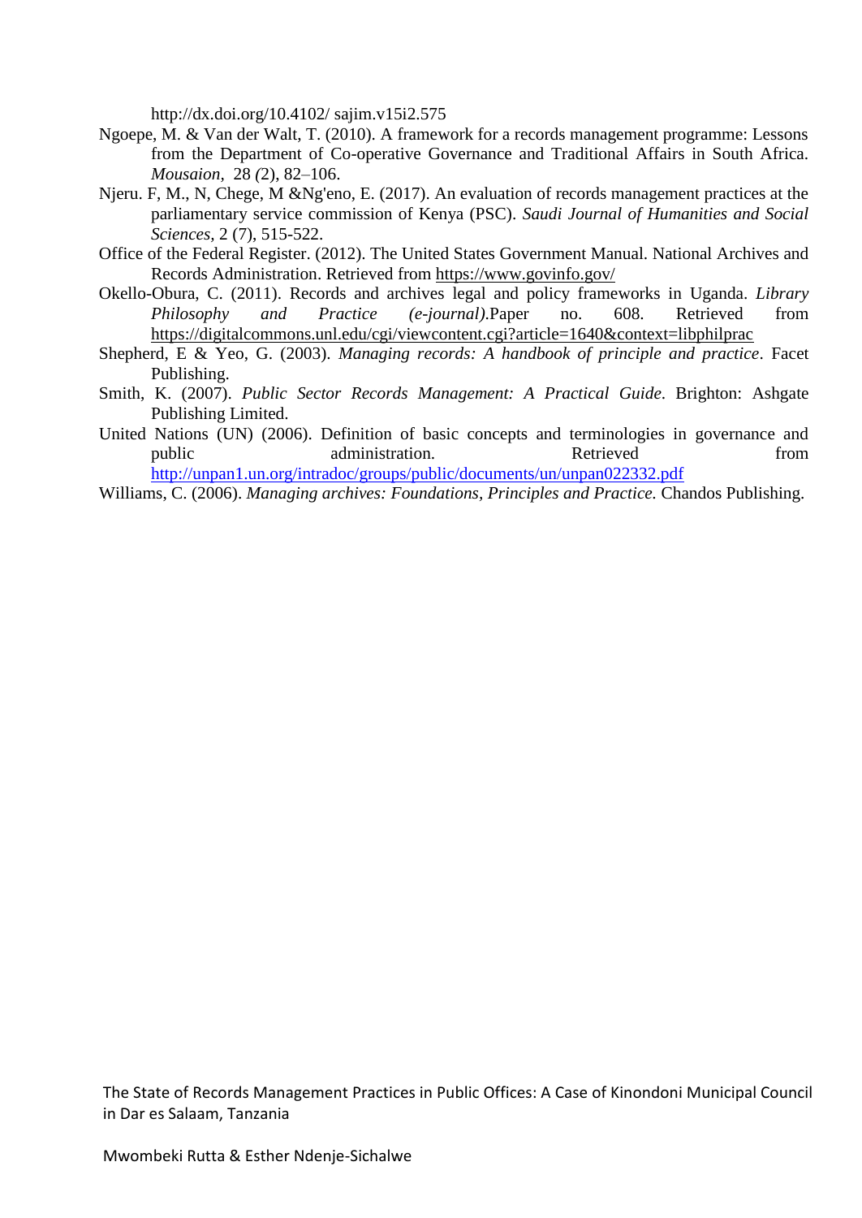http://dx.doi.org/10.4102/ sajim.v15i2.575

Ngoepe, M. & Van der Walt, T. (2010). A framework for a records management programme: Lessons from the Department of Co-operative Governance and Traditional Affairs in South Africa. *Mousaion,* 28 *(*2), 82–106.

Njeru. F, M., N, Chege, M &Ng'eno, E. (2017). An evaluation of records management practices at the parliamentary service commission of Kenya (PSC). *Saudi Journal of Humanities and Social Sciences*, 2 (7), 515-522.

Office of the Federal Register. (2012). The United States Government Manual. National Archives and Records Administration. Retrieved from https://www.govinfo.gov/

Okello-Obura, C. (2011). Records and archives legal and policy frameworks in Uganda. *Library Philosophy and Practice (e-journal)*.Paper no. 608. Retrieved from https://digitalcommons.unl.edu/cgi/viewcontent.cgi?article=1640&context=libphilprac

Shepherd, E & Yeo, G. (2003). *Managing records: A handbook of principle and practice*. Facet Publishing.

Smith, K. (2007). *Public Sector Records Management: A Practical Guide.* Brighton: Ashgate Publishing Limited.

United Nations (UN) (2006). Definition of basic concepts and terminologies in governance and public administration. Retrieved from http://unpan1.un.org/intradoc/groups/public/documents/un/unpan022332.pdf

Williams, C. (2006). *Managing archives: Foundations, Principles and Practice.* Chandos Publishing.